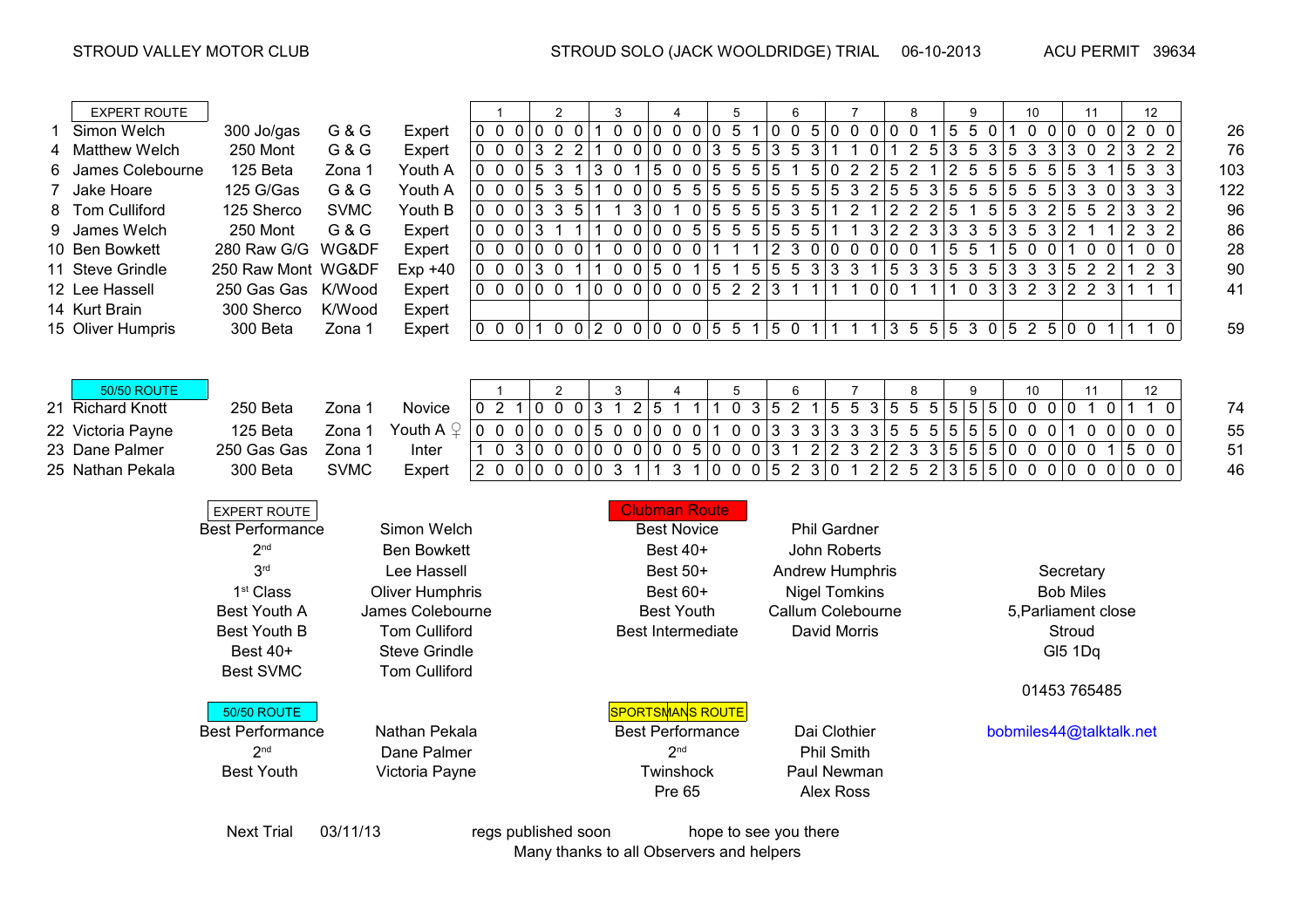STROUD VALLEY MOTOR CLUB

STROUD SOLO (JACK WOOLDRIDGE) TRIAL 06-10-2013

ACU PERMIT 39634

| No. | EXPERT ROUTE | Machine | Club | Class | 1 | 2 | 3 | 4 | 5 | 6 | 7 | 8 | 9 | 10 | 11 | 12 | Total |
|---|---|---|---|---|---|---|---|---|---|---|---|---|---|---|---|---|---|
| 1 | Simon Welch | 300 Jo/gas | G & G | Expert | 0 0 0 | 0 0 0 | 1 0 0 | 0 0 0 | 0 5 1 | 0 0 5 | 0 0 0 | 0 0 1 | 5 5 0 | 1 0 0 | 0 0 0 | 2 0 0 | 26 |
| 4 | Matthew Welch | 250 Mont | G & G | Expert | 0 0 0 | 3 2 2 | 1 0 0 | 0 0 0 | 3 5 5 | 3 5 3 | 1 1 0 | 1 2 5 | 3 5 3 | 5 3 3 | 3 0 2 | 3 2 2 | 76 |
| 6 | James Colebourne | 125 Beta | Zona 1 | Youth A | 0 0 0 | 5 3 1 | 3 0 1 | 5 0 0 | 5 5 5 | 5 1 5 | 0 2 2 | 5 2 1 | 2 5 5 | 5 5 5 | 5 3 1 | 5 3 3 | 103 |
| 7 | Jake Hoare | 125 G/Gas | G & G | Youth A | 0 0 0 | 5 3 5 | 1 0 0 | 0 5 5 | 5 5 5 | 5 5 5 | 5 3 2 | 5 5 3 | 5 5 5 | 5 5 5 | 3 3 0 | 3 3 3 | 122 |
| 8 | Tom Culliford | 125 Sherco | SVMC | Youth B | 0 0 0 | 3 3 5 | 1 1 3 | 0 1 0 | 5 5 5 | 5 3 5 | 1 2 1 | 2 2 2 | 5 1 5 | 5 3 2 | 5 5 2 | 3 3 2 | 96 |
| 9 | James Welch | 250 Mont | G & G | Expert | 0 0 0 | 3 1 1 | 1 0 0 | 0 0 5 | 5 5 5 | 5 5 5 | 1 1 3 | 2 2 3 | 3 3 5 | 3 5 3 | 2 1 1 | 2 3 2 | 86 |
| 10 | Ben Bowkett | 280 Raw G/G | WG&DF | Expert | 0 0 0 | 0 0 0 | 1 0 0 | 0 0 0 | 1 1 1 | 2 3 0 | 0 0 0 | 0 0 1 | 5 5 1 | 5 0 0 | 1 0 0 | 1 0 0 | 28 |
| 11 | Steve Grindle | 250 Raw Mont | WG&DF | Exp +40 | 0 0 0 | 3 0 1 | 1 0 0 | 5 0 1 | 5 1 5 | 5 5 3 | 3 3 1 | 5 3 3 | 5 3 5 | 3 3 3 | 5 2 2 | 1 2 3 | 90 |
| 12 | Lee Hassell | 250 Gas Gas | K/Wood | Expert | 0 0 0 | 0 0 1 | 0 0 0 | 0 0 0 | 5 2 2 | 3 1 1 | 1 1 0 | 0 1 1 | 1 0 3 | 3 2 3 | 2 2 3 | 1 1 1 | 41 |
| 14 | Kurt Brain | 300 Sherco | K/Wood | Expert | | | | | | | | | | | | | |
| 15 | Oliver Humpris | 300 Beta | Zona 1 | Expert | 0 0 0 | 1 0 0 | 2 0 0 | 0 0 0 | 5 5 1 | 5 0 1 | 1 1 1 | 3 5 5 | 5 3 0 | 5 2 5 | 0 0 1 | 1 1 0 | 59 |

| No. | 50/50 ROUTE | Machine | Club | Class | 1 | 2 | 3 | 4 | 5 | 6 | 7 | 8 | 9 | 10 | 11 | 12 | Total |
|---|---|---|---|---|---|---|---|---|---|---|---|---|---|---|---|---|---|
| 21 | Richard Knott | 250 Beta | Zona 1 | Novice | 0 2 1 | 0 0 0 | 3 1 2 | 5 1 1 | 1 0 3 | 5 2 1 | 5 5 3 | 5 5 5 | 5 5 5 | 0 0 0 | 0 1 0 | 1 1 0 | 74 |
| 22 | Victoria Payne | 125 Beta | Zona 1 | Youth A ♀ | 0 0 0 | 0 0 0 | 5 0 0 | 0 0 0 | 1 0 0 | 3 3 3 | 3 3 3 | 5 5 5 | 5 5 5 | 0 0 0 | 1 0 0 | 0 0 0 | 55 |
| 23 | Dane Palmer | 250 Gas Gas | Zona 1 | Inter | 1 0 3 | 0 0 0 | 0 0 0 | 0 0 5 | 0 0 0 | 3 1 2 | 2 3 2 | 2 3 3 | 5 5 5 | 0 0 0 | 0 0 1 | 5 0 0 | 51 |
| 25 | Nathan Pekala | 300 Beta | SVMC | Expert | 2 0 0 | 0 0 0 | 0 3 1 | 1 3 1 | 0 0 0 | 5 2 3 | 0 1 2 | 2 5 2 | 3 5 5 | 0 0 0 | 0 0 0 | 0 0 0 | 46 |

**EXPERT ROUTE**

| | |
|---|---|
| Best Performance | Simon Welch |
| 2nd | Ben Bowkett |
| 3rd | Lee Hassell |
| 1st Class | Oliver Humphris |
| Best Youth A | James Colebourne |
| Best Youth B | Tom Culliford |
| Best 40+ | Steve Grindle |
| Best SVMC | Tom Culliford |

**Clubman Route**

| | |
|---|---|
| Best Novice | Phil Gardner |
| Best 40+ | John Roberts |
| Best 50+ | Andrew Humphris |
| Best 60+ | Nigel Tomkins |
| Best Youth | Callum Colebourne |
| Best Intermediate | David Morris |

**50/50 ROUTE**

| | |
|---|---|
| Best Performance | Nathan Pekala |
| 2nd | Dane Palmer |
| Best Youth | Victoria Payne |

**SPORTSMANS ROUTE**

| | |
|---|---|
| Best Performance | Dai Clothier |
| 2nd | Phil Smith |
| Twinshock | Paul Newman |
| Pre 65 | Alex Ross |

Secretary
Bob Miles
5,Parliament close
Stroud
Gl5 1Dq

01453 765485

bobmiles44@talktalk.net

Next Trial 03/11/13 regs published soon hope to see you there

Many thanks to all Observers and helpers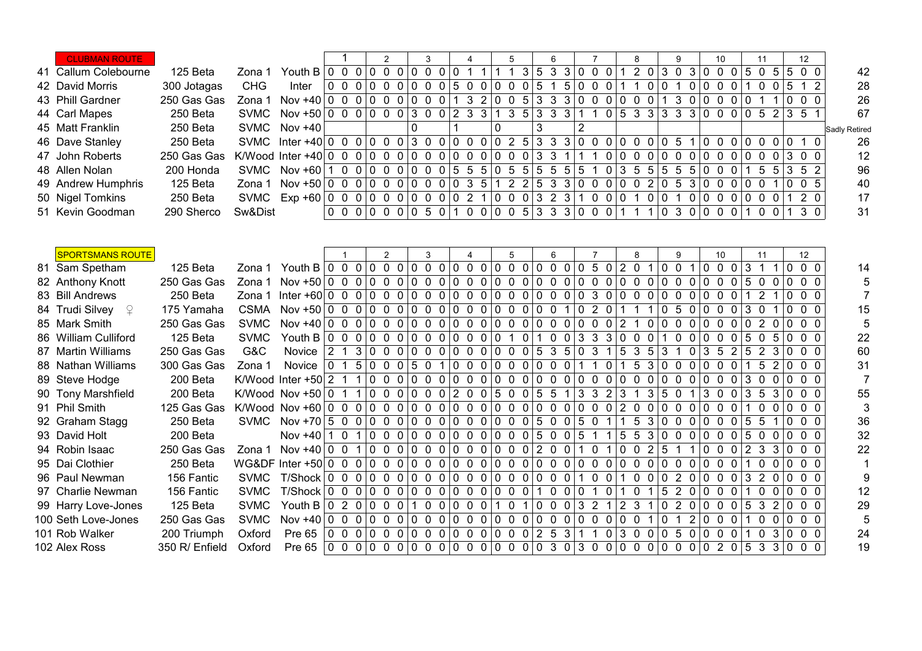**CLUBMAN ROUTE**

| No. | Name | Bike | Club | Class | 1 | 2 | 3 | 4 | 5 | 6 | 7 | 8 | 9 | 10 | 11 | 12 | Total |
|---|---|---|---|---|---|---|---|---|---|---|---|---|---|---|---|---|---|
| 41 | Callum Colebourne | 125 Beta | Zona 1 | Youth B | 0 0 0 | 0 0 0 | 0 0 0 | 0 1 1 | 1 1 3 | 5 3 3 | 0 0 0 | 1 2 0 | 3 0 3 | 0 0 0 | 5 0 5 | 5 0 0 | 42 |
| 42 | David Morris | 300 Jotagas | CHG | Inter | 0 0 0 | 0 0 0 | 0 0 0 | 5 0 0 | 0 0 0 | 5 1 5 | 0 0 0 | 1 1 0 | 0 1 0 | 0 0 0 | 1 0 0 | 5 1 2 | 28 |
| 43 | Phill Gardner | 250 Gas Gas | Zona 1 | Nov +40 | 0 0 0 | 0 0 0 | 0 0 0 | 1 3 2 | 0 0 5 | 3 3 3 | 0 0 0 | 0 0 0 | 1 3 0 | 0 0 0 | 0 1 1 | 0 0 0 | 26 |
| 44 | Carl Mapes | 250 Beta | SVMC | Nov +50 | 0 0 0 | 0 0 0 | 3 0 0 | 2 3 3 | 1 3 5 | 3 3 3 | 1 1 0 | 5 3 3 | 3 3 3 | 0 0 0 | 0 5 2 | 3 5 1 | 67 |
| 45 | Matt Franklin | 250 Beta | SVMC | Nov +40 | | | 0 | 1 | 0 | 3 | 2 | | | | | | Sadly Retired |
| 46 | Dave Stanley | 250 Beta | SVMC | Inter +40 | 0 0 0 | 0 0 0 | 3 0 0 | 0 0 0 | 0 2 5 | 3 3 3 | 0 0 0 | 0 0 0 | 0 5 1 | 0 0 0 | 0 0 0 | 0 1 0 | 26 |
| 47 | John Roberts | 250 Gas Gas | K/Wood | Inter +40 | 0 0 0 | 0 0 0 | 0 0 0 | 0 0 0 | 0 0 0 | 3 3 1 | 1 1 0 | 0 0 0 | 0 0 0 | 0 0 0 | 0 0 0 | 3 0 0 | 12 |
| 48 | Allen Nolan | 200 Honda | SVMC | Nov +60 | 1 0 0 | 0 0 0 | 0 0 0 | 5 5 5 | 0 5 5 | 5 5 5 | 5 1 0 | 3 5 5 | 5 5 5 | 0 0 0 | 1 5 5 | 3 5 2 | 96 |
| 49 | Andrew Humphris | 125 Beta | Zona 1 | Nov +50 | 0 0 0 | 0 0 0 | 0 0 0 | 0 3 5 | 1 2 2 | 5 3 3 | 0 0 0 | 0 0 2 | 0 5 3 | 0 0 0 | 0 0 1 | 0 0 5 | 40 |
| 50 | Nigel Tomkins | 250 Beta | SVMC | Exp +60 | 0 0 0 | 0 0 0 | 0 0 0 | 0 2 1 | 0 0 0 | 3 2 3 | 1 0 0 | 0 1 0 | 0 1 0 | 0 0 0 | 0 0 0 | 1 2 0 | 17 |
| 51 | Kevin Goodman | 290 Sherco | Sw&Dist | | 0 0 0 | 0 0 0 | 0 5 0 | 1 0 0 | 0 0 5 | 3 3 3 | 0 0 0 | 1 1 1 | 0 3 0 | 0 0 0 | 1 0 0 | 1 3 0 | 31 |

**SPORTSMANS ROUTE**

| No. | Name | Bike | Club | Class | 1 | 2 | 3 | 4 | 5 | 6 | 7 | 8 | 9 | 10 | 11 | 12 | Total |
|---|---|---|---|---|---|---|---|---|---|---|---|---|---|---|---|---|---|
| 81 | Sam Spetham | 125 Beta | Zona 1 | Youth B | 0 0 0 | 0 0 0 | 0 0 0 | 0 0 0 | 0 0 0 | 0 0 0 | 0 5 0 | 2 0 1 | 0 0 1 | 0 0 0 | 3 1 1 | 0 0 0 | 14 |
| 82 | Anthony Knott | 250 Gas Gas | Zona 1 | Nov +50 | 0 0 0 | 0 0 0 | 0 0 0 | 0 0 0 | 0 0 0 | 0 0 0 | 0 0 0 | 0 0 0 | 0 0 0 | 0 0 0 | 5 0 0 | 0 0 0 | 5 |
| 83 | Bill Andrews | 250 Beta | Zona 1 | Inter +60 | 0 0 0 | 0 0 0 | 0 0 0 | 0 0 0 | 0 0 0 | 0 0 0 | 0 3 0 | 0 0 0 | 0 0 0 | 0 0 0 | 1 2 1 | 0 0 0 | 7 |
| 84 | Trudi Silvey ♀ | 175 Yamaha | CSMA | Nov +50 | 0 0 0 | 0 0 0 | 0 0 0 | 0 0 0 | 0 0 0 | 0 0 1 | 0 2 0 | 1 1 1 | 0 5 0 | 0 0 0 | 3 0 1 | 0 0 0 | 15 |
| 85 | Mark Smith | 250 Gas Gas | SVMC | Nov +40 | 0 0 0 | 0 0 0 | 0 0 0 | 0 0 0 | 0 0 0 | 0 0 0 | 0 0 0 | 2 1 0 | 0 0 0 | 0 0 0 | 0 2 0 | 0 0 0 | 5 |
| 86 | William Culliford | 125 Beta | SVMC | Youth B | 0 0 0 | 0 0 0 | 0 0 0 | 0 0 0 | 0 1 0 | 1 0 0 | 3 3 3 | 0 0 0 | 1 0 0 | 0 0 0 | 5 0 5 | 0 0 0 | 22 |
| 87 | Martin Williams | 250 Gas Gas | G&C | Novice | 2 1 3 | 0 0 0 | 0 0 0 | 0 0 0 | 0 0 0 | 5 3 5 | 0 3 1 | 5 3 5 | 3 1 0 | 3 5 2 | 5 2 3 | 0 0 0 | 60 |
| 88 | Nathan Williams | 300 Gas Gas | Zona 1 | Novice | 0 1 5 | 0 0 0 | 5 0 1 | 0 0 0 | 0 0 0 | 0 0 0 | 1 1 0 | 1 5 3 | 0 0 0 | 0 0 0 | 1 5 2 | 0 0 0 | 31 |
| 89 | Steve Hodge | 200 Beta | K/Wood | Inter +50 | 2 1 1 | 0 0 0 | 0 0 0 | 0 0 0 | 0 0 0 | 0 0 0 | 0 0 0 | 0 0 0 | 0 0 0 | 0 0 0 | 3 0 0 | 0 0 0 | 7 |
| 90 | Tony Marshfield | 200 Beta | K/Wood | Nov +50 | 0 1 1 | 0 0 0 | 0 0 0 | 2 0 0 | 5 0 0 | 5 5 1 | 3 3 2 | 3 1 3 | 5 0 1 | 3 0 0 | 3 5 3 | 0 0 0 | 55 |
| 91 | Phil Smith | 125 Gas Gas | K/Wood | Nov +60 | 0 0 0 | 0 0 0 | 0 0 0 | 0 0 0 | 0 0 0 | 0 0 0 | 0 0 0 | 2 0 0 | 0 0 0 | 0 0 0 | 1 0 0 | 0 0 0 | 3 |
| 92 | Graham Stagg | 250 Beta | SVMC | Nov +70 | 5 0 0 | 0 0 0 | 0 0 0 | 0 0 0 | 0 0 0 | 5 0 0 | 5 0 1 | 1 5 3 | 0 0 0 | 0 0 0 | 5 5 1 | 0 0 0 | 36 |
| 93 | David Holt | 200 Beta | | Nov +40 | 1 0 1 | 0 0 0 | 0 0 0 | 0 0 0 | 0 0 0 | 5 0 0 | 5 1 1 | 5 5 3 | 0 0 0 | 0 0 0 | 5 0 0 | 0 0 0 | 32 |
| 94 | Robin Isaac | 250 Gas Gas | Zona 1 | Nov +40 | 0 0 1 | 0 0 0 | 0 0 0 | 0 0 0 | 0 0 0 | 2 0 0 | 1 0 1 | 0 0 2 | 5 1 1 | 0 0 0 | 2 3 3 | 0 0 0 | 22 |
| 95 | Dai Clothier | 250 Beta | WG&DF | Inter +50 | 0 0 0 | 0 0 0 | 0 0 0 | 0 0 0 | 0 0 0 | 0 0 0 | 0 0 0 | 0 0 0 | 0 0 0 | 0 0 0 | 1 0 0 | 0 0 0 | 1 |
| 96 | Paul Newman | 156 Fantic | SVMC | T/Shock | 0 0 0 | 0 0 0 | 0 0 0 | 0 0 0 | 0 0 0 | 0 0 0 | 1 0 0 | 1 0 0 | 0 2 0 | 0 0 0 | 3 2 0 | 0 0 0 | 9 |
| 97 | Charlie Newman | 156 Fantic | SVMC | T/Shock | 0 0 0 | 0 0 0 | 0 0 0 | 0 0 0 | 0 0 0 | 1 0 0 | 0 1 0 | 1 0 1 | 5 2 0 | 0 0 0 | 1 0 0 | 0 0 0 | 12 |
| 99 | Harry Love-Jones | 125 Beta | SVMC | Youth B | 0 2 0 | 0 0 0 | 1 0 0 | 0 0 0 | 1 0 1 | 0 0 0 | 3 2 1 | 2 3 1 | 0 2 0 | 0 0 0 | 5 3 2 | 0 0 0 | 29 |
| 100 | Seth Love-Jones | 250 Gas Gas | SVMC | Nov +40 | 0 0 0 | 0 0 0 | 0 0 0 | 0 0 0 | 0 0 0 | 0 0 0 | 0 0 0 | 0 0 1 | 0 1 2 | 0 0 0 | 1 0 0 | 0 0 0 | 5 |
| 101 | Rob Walker | 200 Triumph | Oxford | Pre 65 | 0 0 0 | 0 0 0 | 0 0 0 | 0 0 0 | 0 0 0 | 2 5 3 | 1 1 0 | 3 0 0 | 0 5 0 | 0 0 0 | 1 0 3 | 0 0 0 | 24 |
| 102 | Alex Ross | 350 R/ Enfield | Oxford | Pre 65 | 0 0 0 | 0 0 0 | 0 0 0 | 0 0 0 | 0 0 0 | 0 3 0 | 3 0 0 | 0 0 0 | 0 0 0 | 0 2 0 | 5 3 3 | 0 0 0 | 19 |